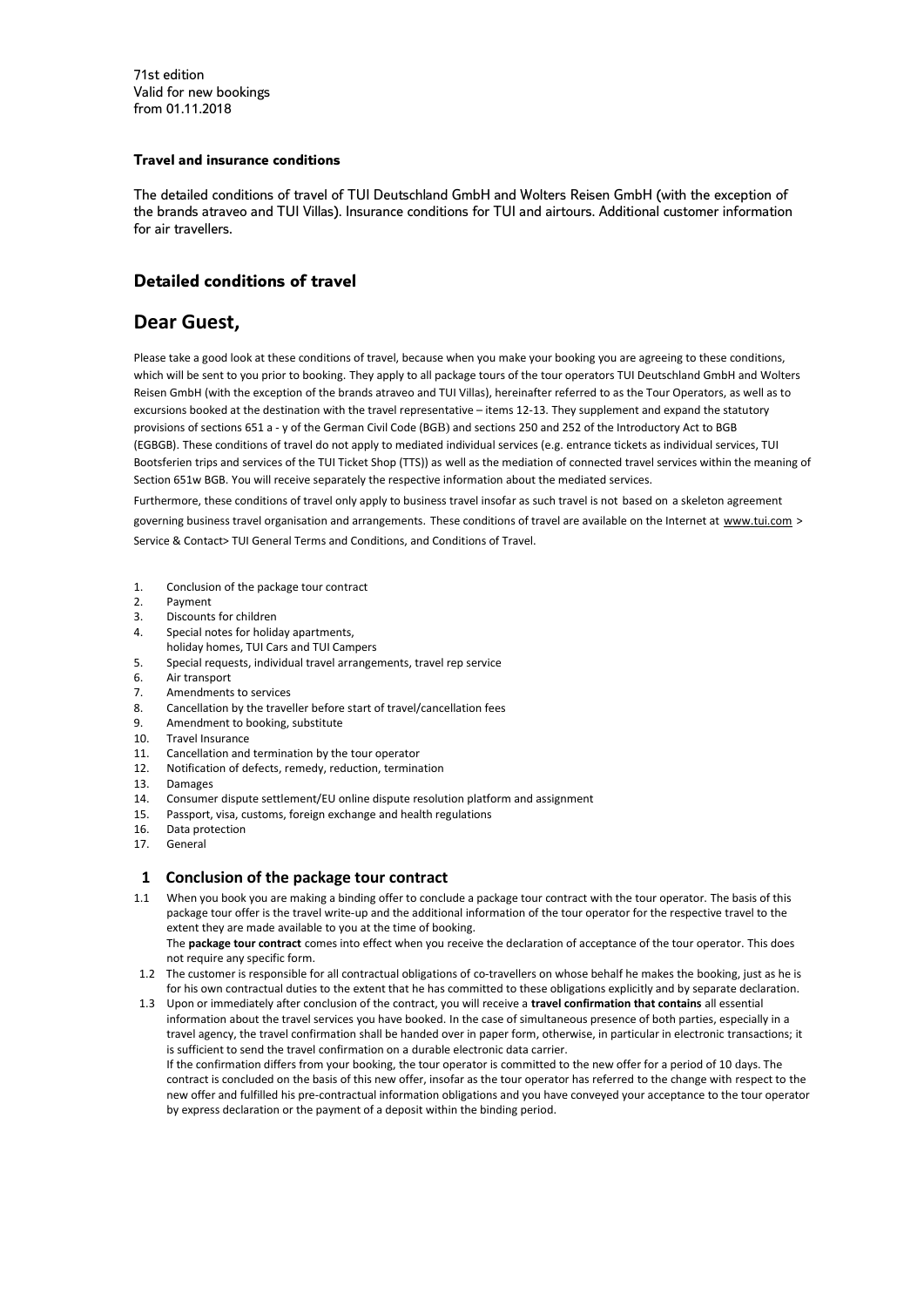71st edition
Valid for new bookings
from 01.11.2018

**Travel and insurance conditions**

The detailed conditions of travel of TUI Deutschland GmbH and Wolters Reisen GmbH (with the exception of the brands atraveo and TUI Villas). Insurance conditions for TUI and airtours. Additional customer information for air travellers.

## Detailed conditions of travel

# Dear Guest,

Please take a good look at these conditions of travel, because when you make your booking you are agreeing to these conditions, which will be sent to you prior to booking. They apply to all package tours of the tour operators TUI Deutschland GmbH and Wolters Reisen GmbH (with the exception of the brands atraveo and TUI Villas), hereinafter referred to as the Tour Operators, as well as to excursions booked at the destination with the travel representative – items 12-13. They supplement and expand the statutory provisions of sections 651 a - y of the German Civil Code (BGB) and sections 250 and 252 of the Introductory Act to BGB (EGBGB). These conditions of travel do not apply to mediated individual services (e.g. entrance tickets as individual services, TUI Bootsferien trips and services of the TUI Ticket Shop (TTS)) as well as the mediation of connected travel services within the meaning of Section 651w BGB. You will receive separately the respective information about the mediated services.

Furthermore, these conditions of travel only apply to business travel insofar as such travel is not based on a skeleton agreement governing business travel organisation and arrangements. These conditions of travel are available on the Internet at www.tui.com > Service & Contact> TUI General Terms and Conditions, and Conditions of Travel.

1. Conclusion of the package tour contract
2. Payment
3. Discounts for children
4. Special notes for holiday apartments, holiday homes, TUI Cars and TUI Campers
5. Special requests, individual travel arrangements, travel rep service
6. Air transport
7. Amendments to services
8. Cancellation by the traveller before start of travel/cancellation fees
9. Amendment to booking, substitute
10. Travel Insurance
11. Cancellation and termination by the tour operator
12. Notification of defects, remedy, reduction, termination
13. Damages
14. Consumer dispute settlement/EU online dispute resolution platform and assignment
15. Passport, visa, customs, foreign exchange and health regulations
16. Data protection
17. General

## 1 Conclusion of the package tour contract

1.1 When you book you are making a binding offer to conclude a package tour contract with the tour operator. The basis of this package tour offer is the travel write-up and the additional information of the tour operator for the respective travel to the extent they are made available to you at the time of booking.
The **package tour contract** comes into effect when you receive the declaration of acceptance of the tour operator. This does not require any specific form.

1.2 The customer is responsible for all contractual obligations of co-travellers on whose behalf he makes the booking, just as he is for his own contractual duties to the extent that he has committed to these obligations explicitly and by separate declaration.

1.3 Upon or immediately after conclusion of the contract, you will receive a **travel confirmation that contains** all essential information about the travel services you have booked. In the case of simultaneous presence of both parties, especially in a travel agency, the travel confirmation shall be handed over in paper form, otherwise, in particular in electronic transactions; it is sufficient to send the travel confirmation on a durable electronic data carrier.
If the confirmation differs from your booking, the tour operator is committed to the new offer for a period of 10 days. The contract is concluded on the basis of this new offer, insofar as the tour operator has referred to the change with respect to the new offer and fulfilled his pre-contractual information obligations and you have conveyed your acceptance to the tour operator by express declaration or the payment of a deposit within the binding period.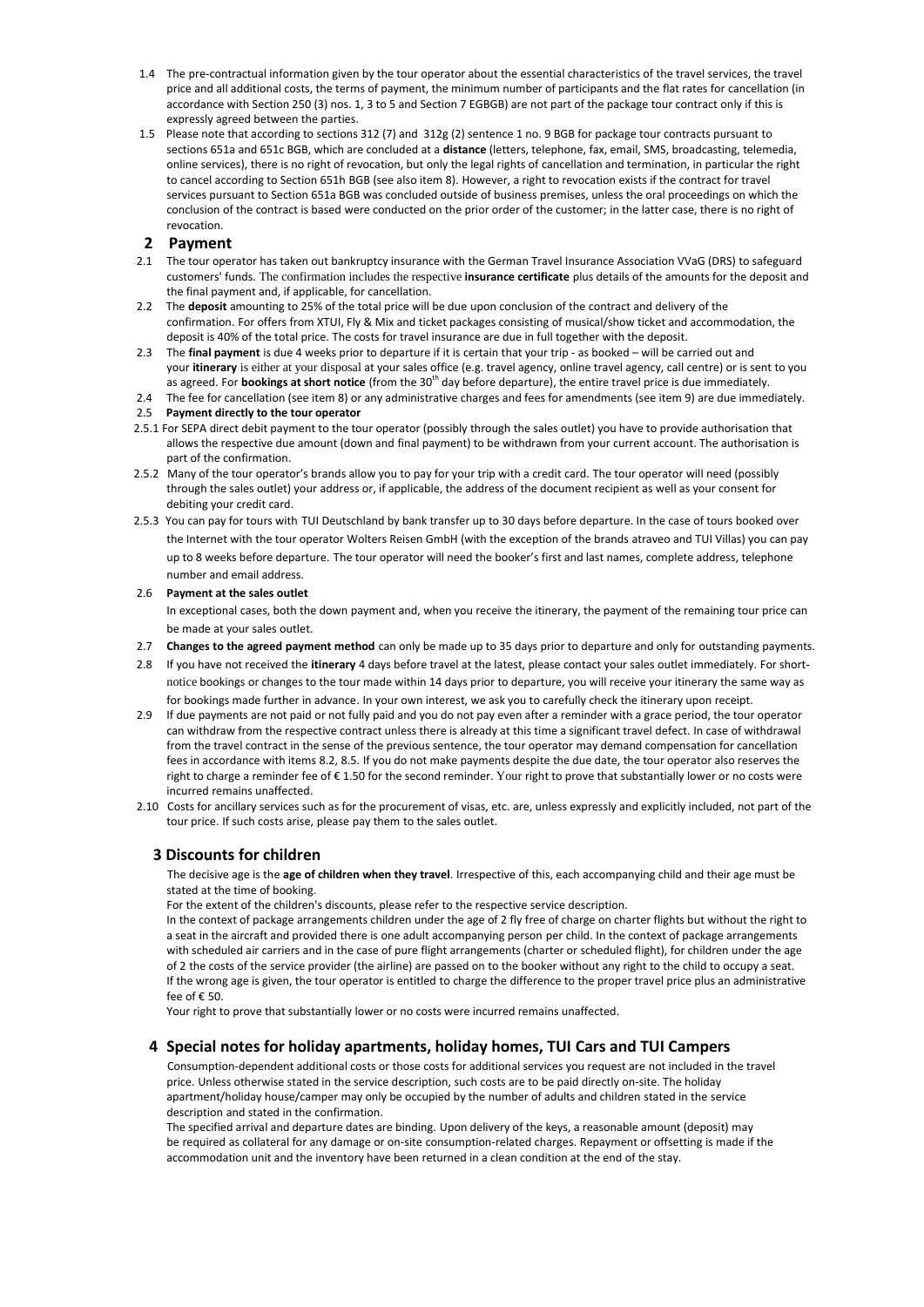1.4 The pre-contractual information given by the tour operator about the essential characteristics of the travel services, the travel price and all additional costs, the terms of payment, the minimum number of participants and the flat rates for cancellation (in accordance with Section 250 (3) nos. 1, 3 to 5 and Section 7 EGBGB) are not part of the package tour contract only if this is expressly agreed between the parties.

1.5 Please note that according to sections 312 (7) and 312g (2) sentence 1 no. 9 BGB for package tour contracts pursuant to sections 651a and 651c BGB, which are concluded at a **distance** (letters, telephone, fax, email, SMS, broadcasting, telemedia, online services), there is no right of revocation, but only the legal rights of cancellation and termination, in particular the right to cancel according to Section 651h BGB (see also item 8). However, a right to revocation exists if the contract for travel services pursuant to Section 651a BGB was concluded outside of business premises, unless the oral proceedings on which the conclusion of the contract is based were conducted on the prior order of the customer; in the latter case, there is no right of revocation.

## 2 Payment

2.1 The tour operator has taken out bankruptcy insurance with the German Travel Insurance Association VVaG (DRS) to safeguard customers' funds. The confirmation includes the respective **insurance certificate** plus details of the amounts for the deposit and the final payment and, if applicable, for cancellation.

2.2 The **deposit** amounting to 25% of the total price will be due upon conclusion of the contract and delivery of the confirmation. For offers from XTUI, Fly & Mix and ticket packages consisting of musical/show ticket and accommodation, the deposit is 40% of the total price. The costs for travel insurance are due in full together with the deposit.

2.3 The **final payment** is due 4 weeks prior to departure if it is certain that your trip - as booked – will be carried out and your **itinerary** is either at your disposal at your sales office (e.g. travel agency, online travel agency, call centre) or is sent to you as agreed. For **bookings at short notice** (from the 30th day before departure), the entire travel price is due immediately.

2.4 The fee for cancellation (see item 8) or any administrative charges and fees for amendments (see item 9) are due immediately.

2.5 **Payment directly to the tour operator**

2.5.1 For SEPA direct debit payment to the tour operator (possibly through the sales outlet) you have to provide authorisation that allows the respective due amount (down and final payment) to be withdrawn from your current account. The authorisation is part of the confirmation.

2.5.2 Many of the tour operator's brands allow you to pay for your trip with a credit card. The tour operator will need (possibly through the sales outlet) your address or, if applicable, the address of the document recipient as well as your consent for debiting your credit card.

2.5.3 You can pay for tours with TUI Deutschland by bank transfer up to 30 days before departure. In the case of tours booked over the Internet with the tour operator Wolters Reisen GmbH (with the exception of the brands atraveo and TUI Villas) you can pay up to 8 weeks before departure. The tour operator will need the booker's first and last names, complete address, telephone number and email address.

2.6 **Payment at the sales outlet**

In exceptional cases, both the down payment and, when you receive the itinerary, the payment of the remaining tour price can be made at your sales outlet.

2.7 **Changes to the agreed payment method** can only be made up to 35 days prior to departure and only for outstanding payments.

2.8 If you have not received the **itinerary** 4 days before travel at the latest, please contact your sales outlet immediately. For short-notice bookings or changes to the tour made within 14 days prior to departure, you will receive your itinerary the same way as for bookings made further in advance. In your own interest, we ask you to carefully check the itinerary upon receipt.

2.9 If due payments are not paid or not fully paid and you do not pay even after a reminder with a grace period, the tour operator can withdraw from the respective contract unless there is already at this time a significant travel defect. In case of withdrawal from the travel contract in the sense of the previous sentence, the tour operator may demand compensation for cancellation fees in accordance with items 8.2, 8.5. If you do not make payments despite the due date, the tour operator also reserves the right to charge a reminder fee of € 1.50 for the second reminder. Your right to prove that substantially lower or no costs were incurred remains unaffected.

2.10 Costs for ancillary services such as for the procurement of visas, etc. are, unless expressly and explicitly included, not part of the tour price. If such costs arise, please pay them to the sales outlet.

## 3 Discounts for children

The decisive age is the **age of children when they travel**. Irrespective of this, each accompanying child and their age must be stated at the time of booking.

For the extent of the children's discounts, please refer to the respective service description.

In the context of package arrangements children under the age of 2 fly free of charge on charter flights but without the right to a seat in the aircraft and provided there is one adult accompanying person per child. In the context of package arrangements with scheduled air carriers and in the case of pure flight arrangements (charter or scheduled flight), for children under the age of 2 the costs of the service provider (the airline) are passed on to the booker without any right to the child to occupy a seat. If the wrong age is given, the tour operator is entitled to charge the difference to the proper travel price plus an administrative fee of € 50.

Your right to prove that substantially lower or no costs were incurred remains unaffected.

## 4 Special notes for holiday apartments, holiday homes, TUI Cars and TUI Campers

Consumption-dependent additional costs or those costs for additional services you request are not included in the travel price. Unless otherwise stated in the service description, such costs are to be paid directly on-site. The holiday apartment/holiday house/camper may only be occupied by the number of adults and children stated in the service description and stated in the confirmation.

The specified arrival and departure dates are binding. Upon delivery of the keys, a reasonable amount (deposit) may be required as collateral for any damage or on-site consumption-related charges. Repayment or offsetting is made if the accommodation unit and the inventory have been returned in a clean condition at the end of the stay.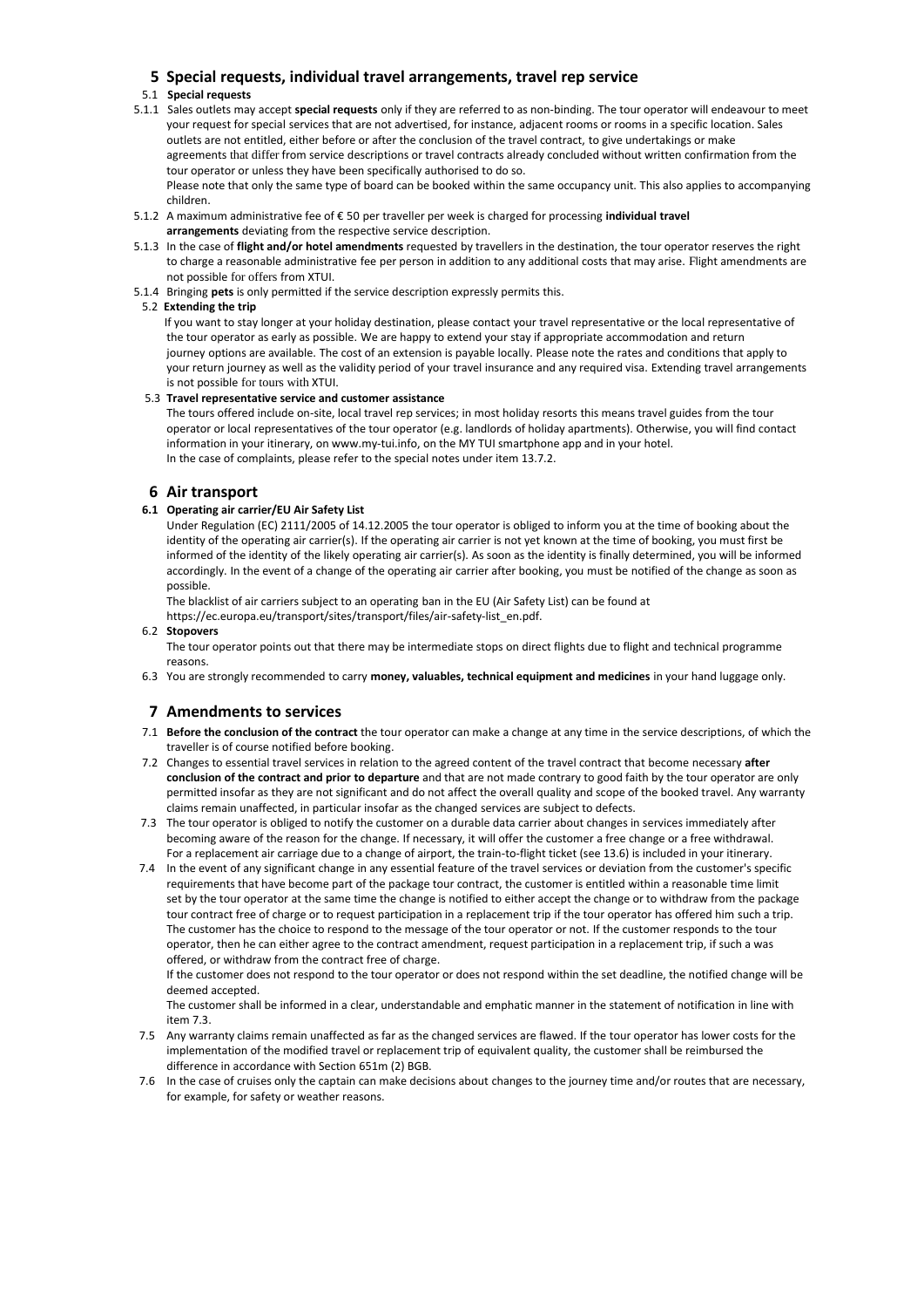## 5 Special requests, individual travel arrangements, travel rep service

### 5.1 Special requests

5.1.1 Sales outlets may accept **special requests** only if they are referred to as non-binding. The tour operator will endeavour to meet your request for special services that are not advertised, for instance, adjacent rooms or rooms in a specific location. Sales outlets are not entitled, either before or after the conclusion of the travel contract, to give undertakings or make agreements that differ from service descriptions or travel contracts already concluded without written confirmation from the tour operator or unless they have been specifically authorised to do so.

Please note that only the same type of board can be booked within the same occupancy unit. This also applies to accompanying children.

5.1.2 A maximum administrative fee of € 50 per traveller per week is charged for processing **individual travel arrangements** deviating from the respective service description.

5.1.3 In the case of **flight and/or hotel amendments** requested by travellers in the destination, the tour operator reserves the right to charge a reasonable administrative fee per person in addition to any additional costs that may arise. Flight amendments are not possible for offers from XTUI.

5.1.4 Bringing **pets** is only permitted if the service description expressly permits this.

### 5.2 Extending the trip

If you want to stay longer at your holiday destination, please contact your travel representative or the local representative of the tour operator as early as possible. We are happy to extend your stay if appropriate accommodation and return journey options are available. The cost of an extension is payable locally. Please note the rates and conditions that apply to your return journey as well as the validity period of your travel insurance and any required visa. Extending travel arrangements is not possible for tours with XTUI.

### 5.3 Travel representative service and customer assistance

The tours offered include on-site, local travel rep services; in most holiday resorts this means travel guides from the tour operator or local representatives of the tour operator (e.g. landlords of holiday apartments). Otherwise, you will find contact information in your itinerary, on www.my-tui.info, on the MY TUI smartphone app and in your hotel.

In the case of complaints, please refer to the special notes under item 13.7.2.

## 6 Air transport

### 6.1 Operating air carrier/EU Air Safety List

Under Regulation (EC) 2111/2005 of 14.12.2005 the tour operator is obliged to inform you at the time of booking about the identity of the operating air carrier(s). If the operating air carrier is not yet known at the time of booking, you must first be informed of the identity of the likely operating air carrier(s). As soon as the identity is finally determined, you will be informed accordingly. In the event of a change of the operating air carrier after booking, you must be notified of the change as soon as possible.

The blacklist of air carriers subject to an operating ban in the EU (Air Safety List) can be found at https://ec.europa.eu/transport/sites/transport/files/air-safety-list_en.pdf.

### 6.2 Stopovers

The tour operator points out that there may be intermediate stops on direct flights due to flight and technical programme reasons.

6.3 You are strongly recommended to carry **money, valuables, technical equipment and medicines** in your hand luggage only.

## 7 Amendments to services

7.1 **Before the conclusion of the contract** the tour operator can make a change at any time in the service descriptions, of which the traveller is of course notified before booking.

7.2 Changes to essential travel services in relation to the agreed content of the travel contract that become necessary **after conclusion of the contract and prior to departure** and that are not made contrary to good faith by the tour operator are only permitted insofar as they are not significant and do not affect the overall quality and scope of the booked travel. Any warranty claims remain unaffected, in particular insofar as the changed services are subject to defects.

7.3 The tour operator is obliged to notify the customer on a durable data carrier about changes in services immediately after becoming aware of the reason for the change. If necessary, it will offer the customer a free change or a free withdrawal. For a replacement air carriage due to a change of airport, the train-to-flight ticket (see 13.6) is included in your itinerary.

7.4 In the event of any significant change in any essential feature of the travel services or deviation from the customer's specific requirements that have become part of the package tour contract, the customer is entitled within a reasonable time limit set by the tour operator at the same time the change is notified to either accept the change or to withdraw from the package tour contract free of charge or to request participation in a replacement trip if the tour operator has offered him such a trip. The customer has the choice to respond to the message of the tour operator or not. If the customer responds to the tour operator, then he can either agree to the contract amendment, request participation in a replacement trip, if such a was offered, or withdraw from the contract free of charge.

If the customer does not respond to the tour operator or does not respond within the set deadline, the notified change will be deemed accepted.

The customer shall be informed in a clear, understandable and emphatic manner in the statement of notification in line with item 7.3.

7.5 Any warranty claims remain unaffected as far as the changed services are flawed. If the tour operator has lower costs for the implementation of the modified travel or replacement trip of equivalent quality, the customer shall be reimbursed the difference in accordance with Section 651m (2) BGB.

7.6 In the case of cruises only the captain can make decisions about changes to the journey time and/or routes that are necessary, for example, for safety or weather reasons.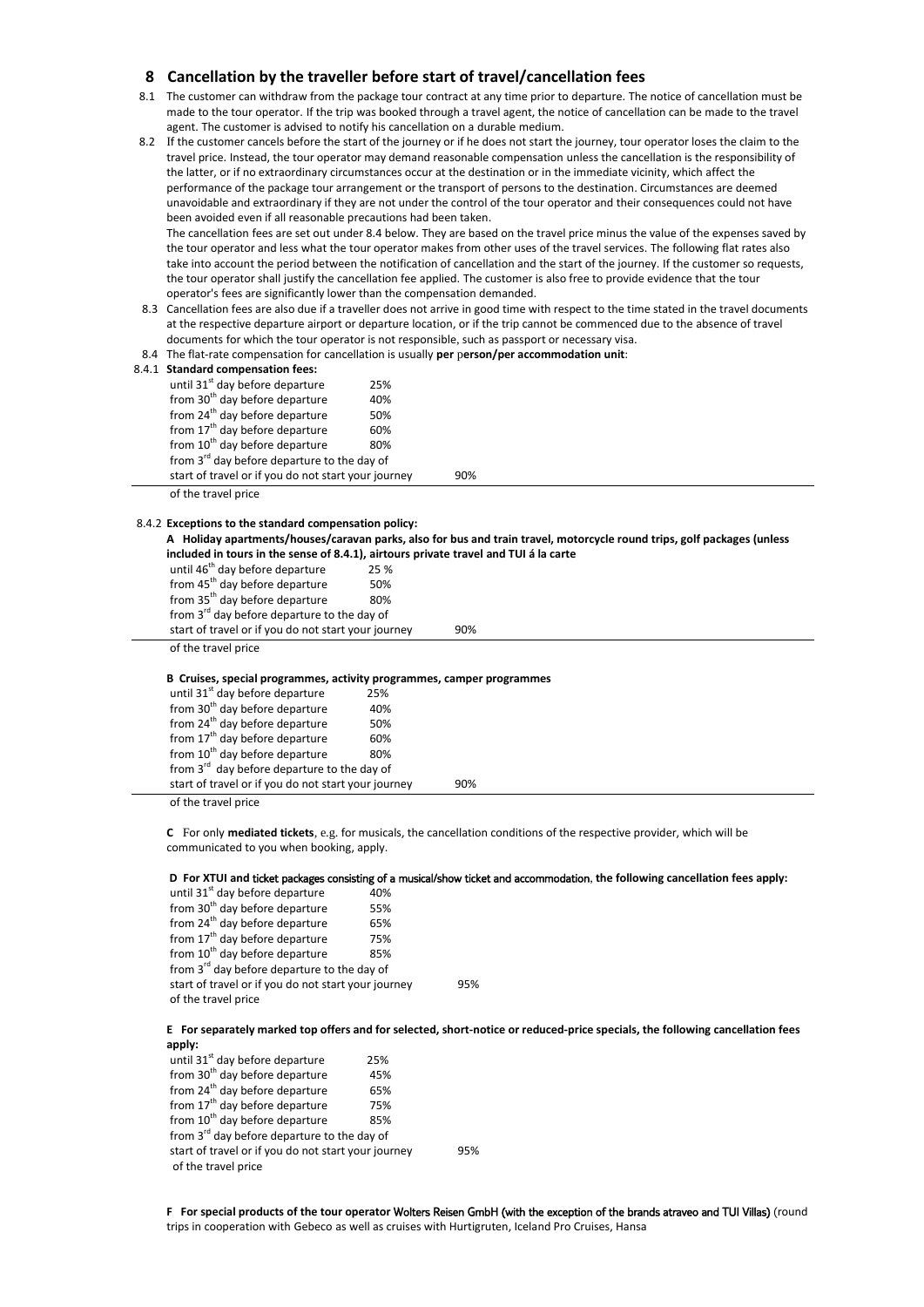## 8 Cancellation by the traveller before start of travel/cancellation fees

8.1 The customer can withdraw from the package tour contract at any time prior to departure. The notice of cancellation must be made to the tour operator. If the trip was booked through a travel agent, the notice of cancellation can be made to the travel agent. The customer is advised to notify his cancellation on a durable medium.

8.2 If the customer cancels before the start of the journey or if he does not start the journey, tour operator loses the claim to the travel price. Instead, the tour operator may demand reasonable compensation unless the cancellation is the responsibility of the latter, or if no extraordinary circumstances occur at the destination or in the immediate vicinity, which affect the performance of the package tour arrangement or the transport of persons to the destination. Circumstances are deemed unavoidable and extraordinary if they are not under the control of the tour operator and their consequences could not have been avoided even if all reasonable precautions had been taken.

The cancellation fees are set out under 8.4 below. They are based on the travel price minus the value of the expenses saved by the tour operator and less what the tour operator makes from other uses of the travel services. The following flat rates also take into account the period between the notification of cancellation and the start of the journey. If the customer so requests, the tour operator shall justify the cancellation fee applied. The customer is also free to provide evidence that the tour operator's fees are significantly lower than the compensation demanded.

8.3 Cancellation fees are also due if a traveller does not arrive in good time with respect to the time stated in the travel documents at the respective departure airport or departure location, or if the trip cannot be commenced due to the absence of travel documents for which the tour operator is not responsible, such as passport or necessary visa.

8.4 The flat-rate compensation for cancellation is usually **per person/per accommodation unit**:

8.4.1 **Standard compensation fees:**

| | |
|---|---|
| until 31st day before departure | 25% |
| from 30th day before departure | 40% |
| from 24th day before departure | 50% |
| from 17th day before departure | 60% |
| from 10th day before departure | 80% |
| from 3rd day before departure to the day of start of travel or if you do not start your journey | 90% |

of the travel price

8.4.2 **Exceptions to the standard compensation policy:**

**A Holiday apartments/houses/caravan parks, also for bus and train travel, motorcycle round trips, golf packages (unless included in tours in the sense of 8.4.1), airtours private travel and TUI á la carte**

| | |
|---|---|
| until 46th day before departure | 25 % |
| from 45th day before departure | 50% |
| from 35th day before departure | 80% |
| from 3rd day before departure to the day of start of travel or if you do not start your journey | 90% |

of the travel price

**B Cruises, special programmes, activity programmes, camper programmes**

| | |
|---|---|
| until 31st day before departure | 25% |
| from 30th day before departure | 40% |
| from 24th day before departure | 50% |
| from 17th day before departure | 60% |
| from 10th day before departure | 80% |
| from 3rd day before departure to the day of start of travel or if you do not start your journey | 90% |

of the travel price

**C** For only **mediated tickets**, e.g. for musicals, the cancellation conditions of the respective provider, which will be communicated to you when booking, apply.

**D For XTUI and ticket packages consisting of a musical/show ticket and accommodation, the following cancellation fees apply:**

| | |
|---|---|
| until 31st day before departure | 40% |
| from 30th day before departure | 55% |
| from 24th day before departure | 65% |
| from 17th day before departure | 75% |
| from 10th day before departure | 85% |
| from 3rd day before departure to the day of start of travel or if you do not start your journey | 95% |

of the travel price

**E For separately marked top offers and for selected, short-notice or reduced-price specials, the following cancellation fees apply:**

| | |
|---|---|
| until 31st day before departure | 25% |
| from 30th day before departure | 45% |
| from 24th day before departure | 65% |
| from 17th day before departure | 75% |
| from 10th day before departure | 85% |
| from 3rd day before departure to the day of start of travel or if you do not start your journey | 95% |

of the travel price

**F For special products of the tour operator Wolters Reisen GmbH (with the exception of the brands atraveo and TUI Villas)** (round trips in cooperation with Gebeco as well as cruises with Hurtigruten, Iceland Pro Cruises, Hansa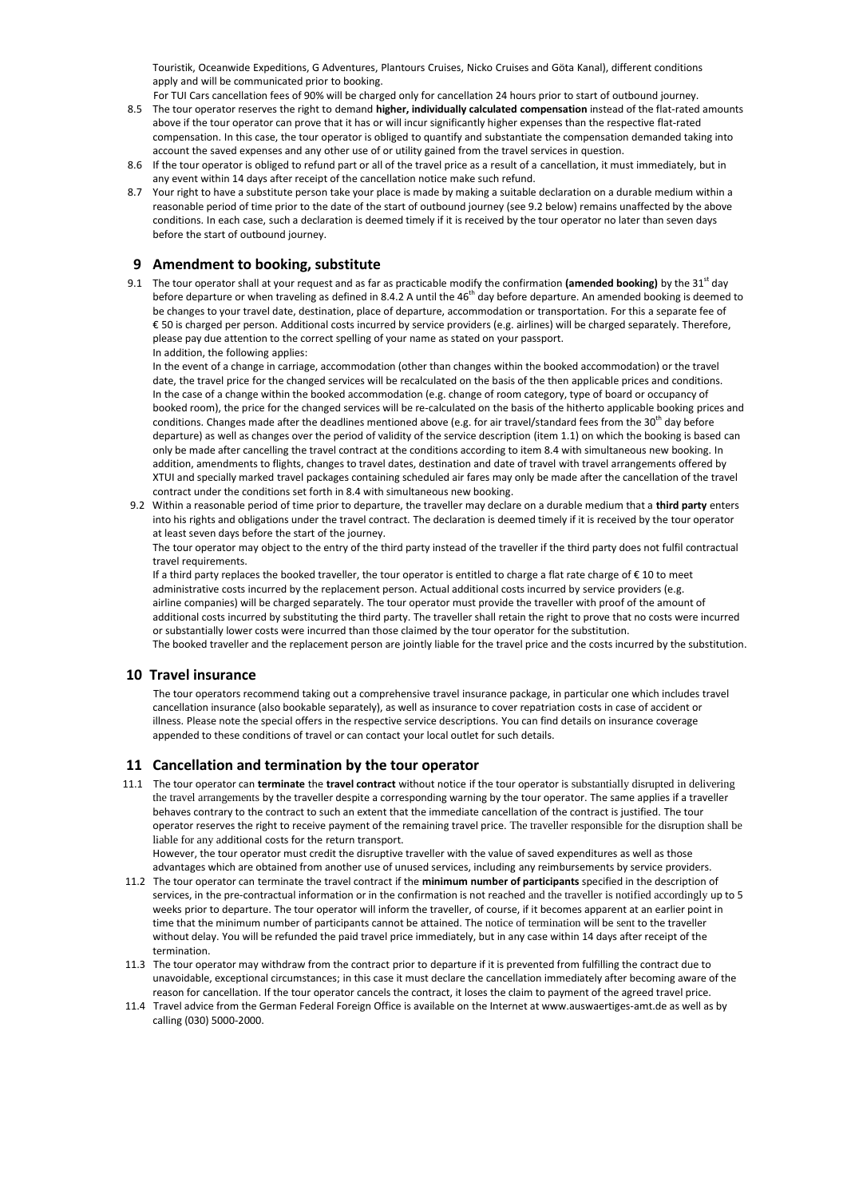Touristik, Oceanwide Expeditions, G Adventures, Plantours Cruises, Nicko Cruises and Göta Kanal), different conditions apply and will be communicated prior to booking.

For TUI Cars cancellation fees of 90% will be charged only for cancellation 24 hours prior to start of outbound journey.

8.5 The tour operator reserves the right to demand **higher, individually calculated compensation** instead of the flat-rated amounts above if the tour operator can prove that it has or will incur significantly higher expenses than the respective flat-rated compensation. In this case, the tour operator is obliged to quantify and substantiate the compensation demanded taking into account the saved expenses and any other use of or utility gained from the travel services in question.

8.6 If the tour operator is obliged to refund part or all of the travel price as a result of a cancellation, it must immediately, but in any event within 14 days after receipt of the cancellation notice make such refund.

8.7 Your right to have a substitute person take your place is made by making a suitable declaration on a durable medium within a reasonable period of time prior to the date of the start of outbound journey (see 9.2 below) remains unaffected by the above conditions. In each case, such a declaration is deemed timely if it is received by the tour operator no later than seven days before the start of outbound journey.

## 9 Amendment to booking, substitute

9.1 The tour operator shall at your request and as far as practicable modify the confirmation **(amended booking)** by the 31st day before departure or when traveling as defined in 8.4.2 A until the 46th day before departure. An amended booking is deemed to be changes to your travel date, destination, place of departure, accommodation or transportation. For this a separate fee of € 50 is charged per person. Additional costs incurred by service providers (e.g. airlines) will be charged separately. Therefore, please pay due attention to the correct spelling of your name as stated on your passport.

In addition, the following applies:

In the event of a change in carriage, accommodation (other than changes within the booked accommodation) or the travel date, the travel price for the changed services will be recalculated on the basis of the then applicable prices and conditions. In the case of a change within the booked accommodation (e.g. change of room category, type of board or occupancy of booked room), the price for the changed services will be re-calculated on the basis of the hitherto applicable booking prices and conditions. Changes made after the deadlines mentioned above (e.g. for air travel/standard fees from the 30th day before departure) as well as changes over the period of validity of the service description (item 1.1) on which the booking is based can only be made after cancelling the travel contract at the conditions according to item 8.4 with simultaneous new booking. In addition, amendments to flights, changes to travel dates, destination and date of travel with travel arrangements offered by XTUI and specially marked travel packages containing scheduled air fares may only be made after the cancellation of the travel contract under the conditions set forth in 8.4 with simultaneous new booking.

9.2 Within a reasonable period of time prior to departure, the traveller may declare on a durable medium that a **third party** enters into his rights and obligations under the travel contract. The declaration is deemed timely if it is received by the tour operator at least seven days before the start of the journey.

The tour operator may object to the entry of the third party instead of the traveller if the third party does not fulfil contractual travel requirements.

If a third party replaces the booked traveller, the tour operator is entitled to charge a flat rate charge of € 10 to meet administrative costs incurred by the replacement person. Actual additional costs incurred by service providers (e.g. airline companies) will be charged separately. The tour operator must provide the traveller with proof of the amount of additional costs incurred by substituting the third party. The traveller shall retain the right to prove that no costs were incurred or substantially lower costs were incurred than those claimed by the tour operator for the substitution.

The booked traveller and the replacement person are jointly liable for the travel price and the costs incurred by the substitution.

## 10 Travel insurance

The tour operators recommend taking out a comprehensive travel insurance package, in particular one which includes travel cancellation insurance (also bookable separately), as well as insurance to cover repatriation costs in case of accident or illness. Please note the special offers in the respective service descriptions. You can find details on insurance coverage appended to these conditions of travel or can contact your local outlet for such details.

## 11 Cancellation and termination by the tour operator

11.1 The tour operator can **terminate** the **travel contract** without notice if the tour operator is substantially disrupted in delivering the travel arrangements by the traveller despite a corresponding warning by the tour operator. The same applies if a traveller behaves contrary to the contract to such an extent that the immediate cancellation of the contract is justified. The tour operator reserves the right to receive payment of the remaining travel price. The traveller responsible for the disruption shall be liable for any additional costs for the return transport.

However, the tour operator must credit the disruptive traveller with the value of saved expenditures as well as those advantages which are obtained from another use of unused services, including any reimbursements by service providers.

11.2 The tour operator can terminate the travel contract if the **minimum number of participants** specified in the description of services, in the pre-contractual information or in the confirmation is not reached and the traveller is notified accordingly up to 5 weeks prior to departure. The tour operator will inform the traveller, of course, if it becomes apparent at an earlier point in time that the minimum number of participants cannot be attained. The notice of termination will be sent to the traveller without delay. You will be refunded the paid travel price immediately, but in any case within 14 days after receipt of the termination.

11.3 The tour operator may withdraw from the contract prior to departure if it is prevented from fulfilling the contract due to unavoidable, exceptional circumstances; in this case it must declare the cancellation immediately after becoming aware of the reason for cancellation. If the tour operator cancels the contract, it loses the claim to payment of the agreed travel price.

11.4 Travel advice from the German Federal Foreign Office is available on the Internet at www.auswaertiges-amt.de as well as by calling (030) 5000-2000.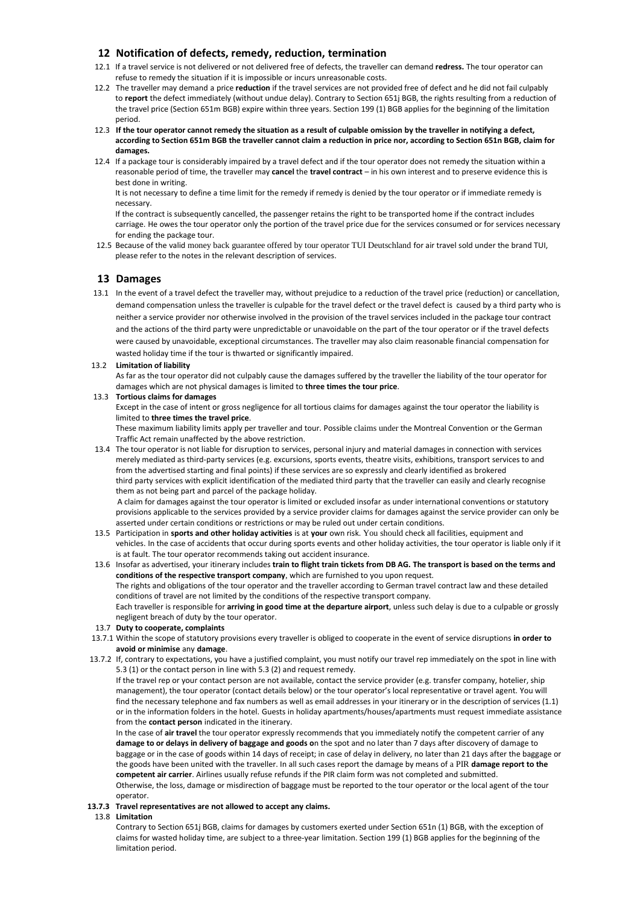## 12 Notification of defects, remedy, reduction, termination

12.1 If a travel service is not delivered or not delivered free of defects, the traveller can demand **redress.** The tour operator can refuse to remedy the situation if it is impossible or incurs unreasonable costs.

12.2 The traveller may demand a price **reduction** if the travel services are not provided free of defect and he did not fail culpably to **report** the defect immediately (without undue delay). Contrary to Section 651j BGB, the rights resulting from a reduction of the travel price (Section 651m BGB) expire within three years. Section 199 (1) BGB applies for the beginning of the limitation period.

12.3 **If the tour operator cannot remedy the situation as a result of culpable omission by the traveller in notifying a defect, according to Section 651m BGB the traveller cannot claim a reduction in price nor, according to Section 651n BGB, claim for damages.**

12.4 If a package tour is considerably impaired by a travel defect and if the tour operator does not remedy the situation within a reasonable period of time, the traveller may **cancel** the **travel contract** – in his own interest and to preserve evidence this is best done in writing.

It is not necessary to define a time limit for the remedy if remedy is denied by the tour operator or if immediate remedy is necessary.

If the contract is subsequently cancelled, the passenger retains the right to be transported home if the contract includes carriage. He owes the tour operator only the portion of the travel price due for the services consumed or for services necessary for ending the package tour.

12.5 Because of the valid money back guarantee offered by tour operator TUI Deutschland for air travel sold under the brand TUI, please refer to the notes in the relevant description of services.

## 13 Damages

13.1 In the event of a travel defect the traveller may, without prejudice to a reduction of the travel price (reduction) or cancellation, demand compensation unless the traveller is culpable for the travel defect or the travel defect is caused by a third party who is neither a service provider nor otherwise involved in the provision of the travel services included in the package tour contract and the actions of the third party were unpredictable or unavoidable on the part of the tour operator or if the travel defects were caused by unavoidable, exceptional circumstances. The traveller may also claim reasonable financial compensation for wasted holiday time if the tour is thwarted or significantly impaired.

13.2 **Limitation of liability**

As far as the tour operator did not culpably cause the damages suffered by the traveller the liability of the tour operator for damages which are not physical damages is limited to **three times the tour price**.

13.3 **Tortious claims for damages**

Except in the case of intent or gross negligence for all tortious claims for damages against the tour operator the liability is limited to **three times the travel price**.

These maximum liability limits apply per traveller and tour. Possible claims under the Montreal Convention or the German Traffic Act remain unaffected by the above restriction.

13.4 The tour operator is not liable for disruption to services, personal injury and material damages in connection with services merely mediated as third-party services (e.g. excursions, sports events, theatre visits, exhibitions, transport services to and from the advertised starting and final points) if these services are so expressly and clearly identified as brokered third party services with explicit identification of the mediated third party that the traveller can easily and clearly recognise them as not being part and parcel of the package holiday.

A claim for damages against the tour operator is limited or excluded insofar as under international conventions or statutory provisions applicable to the services provided by a service provider claims for damages against the service provider can only be asserted under certain conditions or restrictions or may be ruled out under certain conditions.

13.5 Participation in **sports and other holiday activities** is at **your** own risk. You should check all facilities, equipment and vehicles. In the case of accidents that occur during sports events and other holiday activities, the tour operator is liable only if it is at fault. The tour operator recommends taking out accident insurance.

13.6 Insofar as advertised, your itinerary includes **train to flight train tickets from DB AG. The transport is based on the terms and conditions of the respective transport company**, which are furnished to you upon request.

The rights and obligations of the tour operator and the traveller according to German travel contract law and these detailed conditions of travel are not limited by the conditions of the respective transport company.

Each traveller is responsible for **arriving in good time at the departure airport**, unless such delay is due to a culpable or grossly negligent breach of duty by the tour operator.

13.7 **Duty to cooperate, complaints**

13.7.1 Within the scope of statutory provisions every traveller is obliged to cooperate in the event of service disruptions **in order to avoid or minimise** any **damage**.

13.7.2 If, contrary to expectations, you have a justified complaint, you must notify our travel rep immediately on the spot in line with 5.3 (1) or the contact person in line with 5.3 (2) and request remedy.

If the travel rep or your contact person are not available, contact the service provider (e.g. transfer company, hotelier, ship management), the tour operator (contact details below) or the tour operator's local representative or travel agent. You will find the necessary telephone and fax numbers as well as email addresses in your itinerary or in the description of services (1.1) or in the information folders in the hotel. Guests in holiday apartments/houses/apartments must request immediate assistance from the **contact person** indicated in the itinerary.

In the case of **air travel** the tour operator expressly recommends that you immediately notify the competent carrier of any **damage to or delays in delivery of baggage and goods o**n the spot and no later than 7 days after discovery of damage to baggage or in the case of goods within 14 days of receipt; in case of delay in delivery, no later than 21 days after the baggage or the goods have been united with the traveller. In all such cases report the damage by means of a PIR **damage report to the competent air carrier**. Airlines usually refuse refunds if the PIR claim form was not completed and submitted.

Otherwise, the loss, damage or misdirection of baggage must be reported to the tour operator or the local agent of the tour operator.

**13.7.3 Travel representatives are not allowed to accept any claims.**

13.8 **Limitation**

Contrary to Section 651j BGB, claims for damages by customers exerted under Section 651n (1) BGB, with the exception of claims for wasted holiday time, are subject to a three-year limitation. Section 199 (1) BGB applies for the beginning of the limitation period.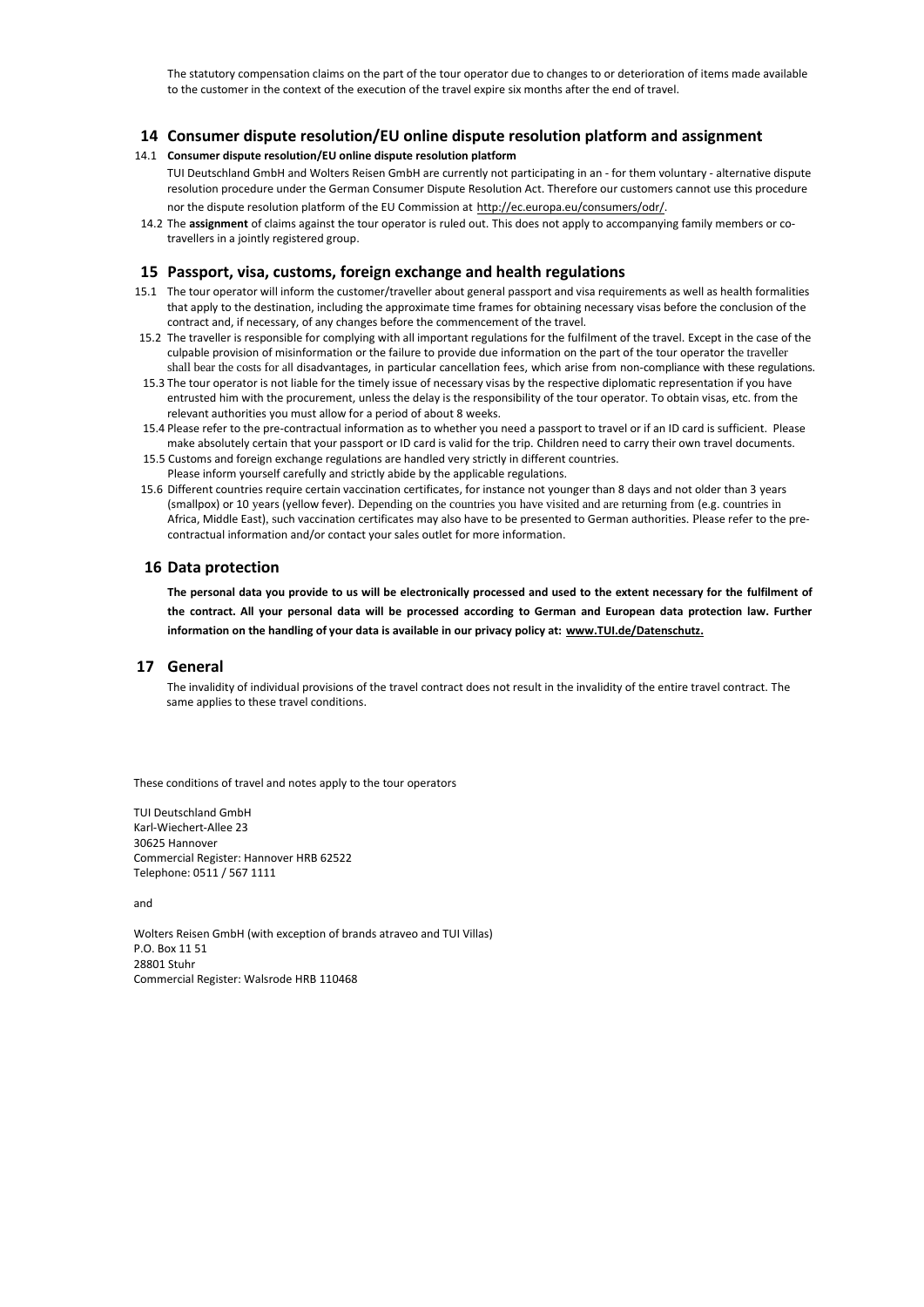The statutory compensation claims on the part of the tour operator due to changes to or deterioration of items made available to the customer in the context of the execution of the travel expire six months after the end of travel.

## 14 Consumer dispute resolution/EU online dispute resolution platform and assignment

14.1 **Consumer dispute resolution/EU online dispute resolution platform**

TUI Deutschland GmbH and Wolters Reisen GmbH are currently not participating in an - for them voluntary - alternative dispute resolution procedure under the German Consumer Dispute Resolution Act. Therefore our customers cannot use this procedure nor the dispute resolution platform of the EU Commission at http://ec.europa.eu/consumers/odr/.

14.2 The **assignment** of claims against the tour operator is ruled out. This does not apply to accompanying family members or co-travellers in a jointly registered group.

## 15 Passport, visa, customs, foreign exchange and health regulations

15.1 The tour operator will inform the customer/traveller about general passport and visa requirements as well as health formalities that apply to the destination, including the approximate time frames for obtaining necessary visas before the conclusion of the contract and, if necessary, of any changes before the commencement of the travel.

15.2 The traveller is responsible for complying with all important regulations for the fulfilment of the travel. Except in the case of the culpable provision of misinformation or the failure to provide due information on the part of the tour operator the traveller shall bear the costs for all disadvantages, in particular cancellation fees, which arise from non-compliance with these regulations.

15.3 The tour operator is not liable for the timely issue of necessary visas by the respective diplomatic representation if you have entrusted him with the procurement, unless the delay is the responsibility of the tour operator. To obtain visas, etc. from the relevant authorities you must allow for a period of about 8 weeks.

15.4 Please refer to the pre-contractual information as to whether you need a passport to travel or if an ID card is sufficient. Please make absolutely certain that your passport or ID card is valid for the trip. Children need to carry their own travel documents.

15.5 Customs and foreign exchange regulations are handled very strictly in different countries.
Please inform yourself carefully and strictly abide by the applicable regulations.

15.6 Different countries require certain vaccination certificates, for instance not younger than 8 days and not older than 3 years (smallpox) or 10 years (yellow fever). Depending on the countries you have visited and are returning from (e.g. countries in Africa, Middle East), such vaccination certificates may also have to be presented to German authorities. Please refer to the pre-contractual information and/or contact your sales outlet for more information.

## 16 Data protection

**The personal data you provide to us will be electronically processed and used to the extent necessary for the fulfilment of the contract. All your personal data will be processed according to German and European data protection law. Further information on the handling of your data is available in our privacy policy at: www.TUI.de/Datenschutz.**

## 17 General

The invalidity of individual provisions of the travel contract does not result in the invalidity of the entire travel contract. The same applies to these travel conditions.

These conditions of travel and notes apply to the tour operators

TUI Deutschland GmbH
Karl-Wiechert-Allee 23
30625 Hannover
Commercial Register: Hannover HRB 62522
Telephone: 0511 / 567 1111

and

Wolters Reisen GmbH (with exception of brands atraveo and TUI Villas)
P.O. Box 11 51
28801 Stuhr
Commercial Register: Walsrode HRB 110468